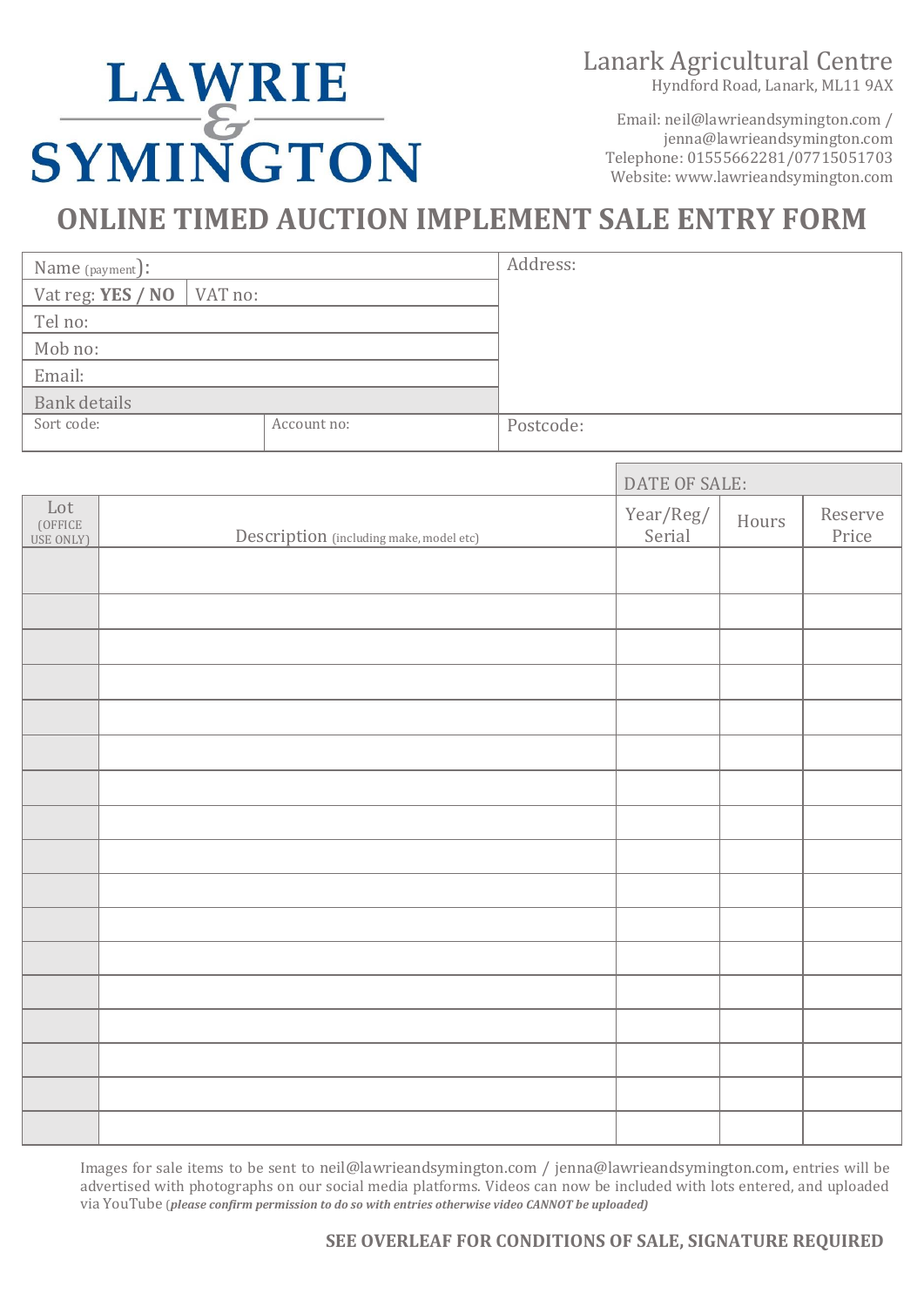# LAWRIE & SYMINGTON

**Lanark Agricultural Centre**
Hyndford Road, Lanark, ML11 9AX

Email: neil@lawrieandsymington.com / jenna@lawrieandsymington.com
Telephone: 01555662281/07715051703
Website: www.lawrieandsymington.com

## ONLINE TIMED AUCTION IMPLEMENT SALE ENTRY FORM

| | | |
|---|---|---|
| Name (payment): | | Address: |
| Vat reg: **YES / NO** | VAT no: | |
| Tel no: | | |
| Mob no: | | |
| Email: | | |
| Bank details | | |
| Sort code: | Account no: | Postcode: |

DATE OF SALE:

| Lot (OFFICE USE ONLY) | Description (including make, model etc) | Year/Reg/ Serial | Hours | Reserve Price |
|---|---|---|---|---|
| | | | | |
| | | | | |
| | | | | |
| | | | | |
| | | | | |
| | | | | |
| | | | | |
| | | | | |
| | | | | |
| | | | | |
| | | | | |
| | | | | |
| | | | | |
| | | | | |
| | | | | |
| | | | | |
| | | | | |

Images for sale items to be sent to neil@lawrieandsymington.com / jenna@lawrieandsymington.com, entries will be advertised with photographs on our social media platforms. Videos can now be included with lots entered, and uploaded via YouTube (***please confirm permission to do so with entries otherwise video CANNOT be uploaded)***

**SEE OVERLEAF FOR CONDITIONS OF SALE, SIGNATURE REQUIRED**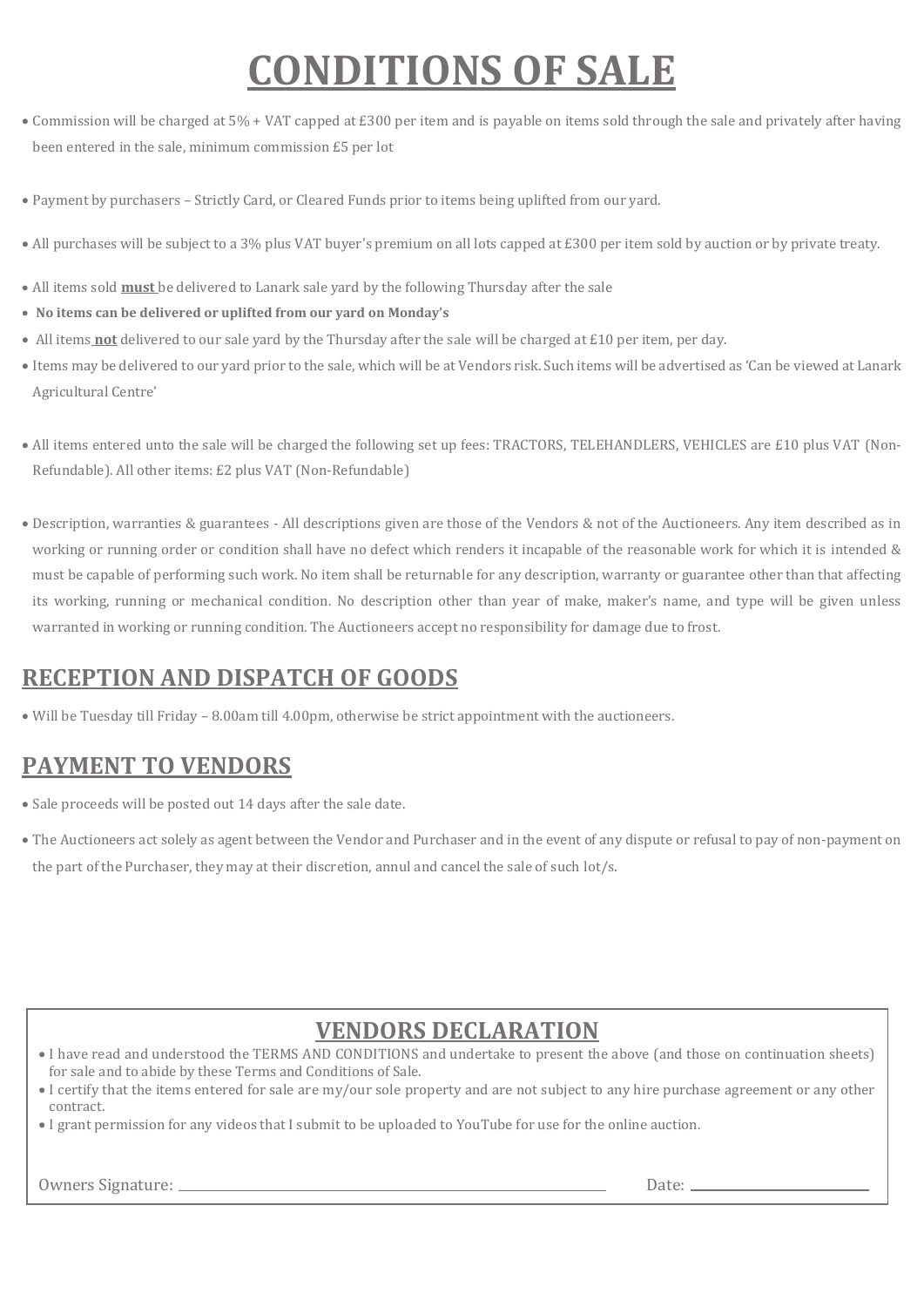# CONDITIONS OF SALE

- Commission will be charged at 5% + VAT capped at £300 per item and is payable on items sold through the sale and privately after having been entered in the sale, minimum commission £5 per lot

- Payment by purchasers – Strictly Card, or Cleared Funds prior to items being uplifted from our yard.

- All purchases will be subject to a 3% plus VAT buyer's premium on all lots capped at £300 per item sold by auction or by private treaty.

- All items sold **must** be delivered to Lanark sale yard by the following Thursday after the sale
- **No items can be delivered or uplifted from our yard on Monday's**
- All items **not** delivered to our sale yard by the Thursday after the sale will be charged at £10 per item, per day.
- Items may be delivered to our yard prior to the sale, which will be at Vendors risk. Such items will be advertised as 'Can be viewed at Lanark Agricultural Centre'

- All items entered unto the sale will be charged the following set up fees: TRACTORS, TELEHANDLERS, VEHICLES are £10 plus VAT (Non-Refundable). All other items: £2 plus VAT (Non-Refundable)

- Description, warranties & guarantees - All descriptions given are those of the Vendors & not of the Auctioneers. Any item described as in working or running order or condition shall have no defect which renders it incapable of the reasonable work for which it is intended & must be capable of performing such work. No item shall be returnable for any description, warranty or guarantee other than that affecting its working, running or mechanical condition. No description other than year of make, maker's name, and type will be given unless warranted in working or running condition. The Auctioneers accept no responsibility for damage due to frost.

## RECEPTION AND DISPATCH OF GOODS

- Will be Tuesday till Friday – 8.00am till 4.00pm, otherwise be strict appointment with the auctioneers.

## PAYMENT TO VENDORS

- Sale proceeds will be posted out 14 days after the sale date.

- The Auctioneers act solely as agent between the Vendor and Purchaser and in the event of any dispute or refusal to pay of non-payment on the part of the Purchaser, they may at their discretion, annul and cancel the sale of such lot/s.

## VENDORS DECLARATION

- I have read and understood the TERMS AND CONDITIONS and undertake to present the above (and those on continuation sheets) for sale and to abide by these Terms and Conditions of Sale.
- I certify that the items entered for sale are my/our sole property and are not subject to any hire purchase agreement or any other contract.
- I grant permission for any videos that I submit to be uploaded to YouTube for use for the online auction.

Owners Signature: ______________________________ Date: ________________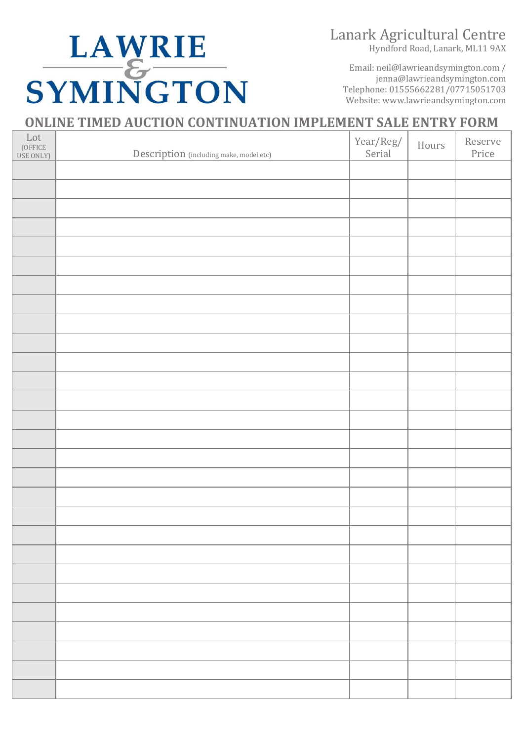**LAWRIE & SYMINGTON**

Lanark Agricultural Centre
Hyndford Road, Lanark, ML11 9AX

Email: neil@lawrieandsymington.com / jenna@lawrieandsymington.com
Telephone: 01555662281/07715051703
Website: www.lawrieandsymington.com

## ONLINE TIMED AUCTION CONTINUATION IMPLEMENT SALE ENTRY FORM

| Lot (OFFICE USE ONLY) | Description (including make, model etc) | Year/Reg/ Serial | Hours | Reserve Price |
|---|---|---|---|---|
| | | | | |
| | | | | |
| | | | | |
| | | | | |
| | | | | |
| | | | | |
| | | | | |
| | | | | |
| | | | | |
| | | | | |
| | | | | |
| | | | | |
| | | | | |
| | | | | |
| | | | | |
| | | | | |
| | | | | |
| | | | | |
| | | | | |
| | | | | |
| | | | | |
| | | | | |
| | | | | |
| | | | | |
| | | | | |
| | | | | |
| | | | | |
| | | | | |